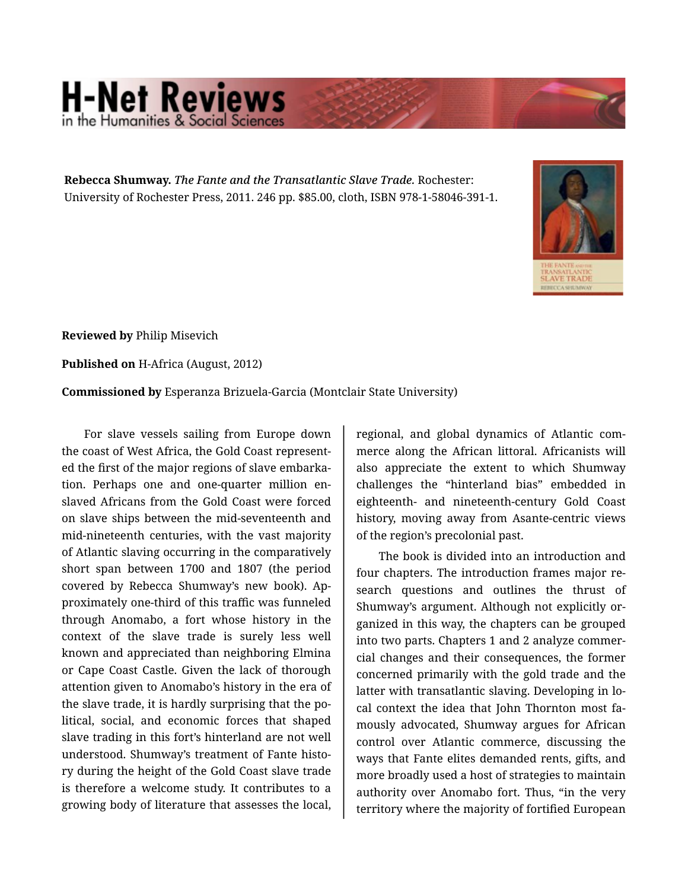**Rebecca Shumway.** *The Fante and the Transatlantic Slave Trade.* Rochester: University of Rochester Press, 2011. 246 pp. $85.00, cloth, ISBN 978-1-58046-391-1.

**Reviewed by** Philip Misevich

**Published on** H-Africa (August, 2012)

**Commissioned by** Esperanza Brizuela-Garcia (Montclair State University)

For slave vessels sailing from Europe down the coast of West Africa, the Gold Coast represented the first of the major regions of slave embarkation. Perhaps one and one-quarter million enslaved Africans from the Gold Coast were forced on slave ships between the mid-seventeenth and mid-nineteenth centuries, with the vast majority of Atlantic slaving occurring in the comparatively short span between 1700 and 1807 (the period covered by Rebecca Shumway's new book). Approximately one-third of this traffic was funneled through Anomabo, a fort whose history in the context of the slave trade is surely less well known and appreciated than neighboring Elmina or Cape Coast Castle. Given the lack of thorough attention given to Anomabo's history in the era of the slave trade, it is hardly surprising that the political, social, and economic forces that shaped slave trading in this fort's hinterland are not well understood. Shumway's treatment of Fante history during the height of the Gold Coast slave trade is therefore a welcome study. It contributes to a growing body of literature that assesses the local, regional, and global dynamics of Atlantic commerce along the African littoral. Africanists will also appreciate the extent to which Shumway challenges the "hinterland bias" embedded in eighteenth- and nineteenth-century Gold Coast history, moving away from Asante-centric views of the region's precolonial past.

The book is divided into an introduction and four chapters. The introduction frames major research questions and outlines the thrust of Shumway's argument. Although not explicitly organized in this way, the chapters can be grouped into two parts. Chapters 1 and 2 analyze commercial changes and their consequences, the former concerned primarily with the gold trade and the latter with transatlantic slaving. Developing in local context the idea that John Thornton most famously advocated, Shumway argues for African control over Atlantic commerce, discussing the ways that Fante elites demanded rents, gifts, and more broadly used a host of strategies to maintain authority over Anomabo fort. Thus, "in the very territory where the majority of fortified European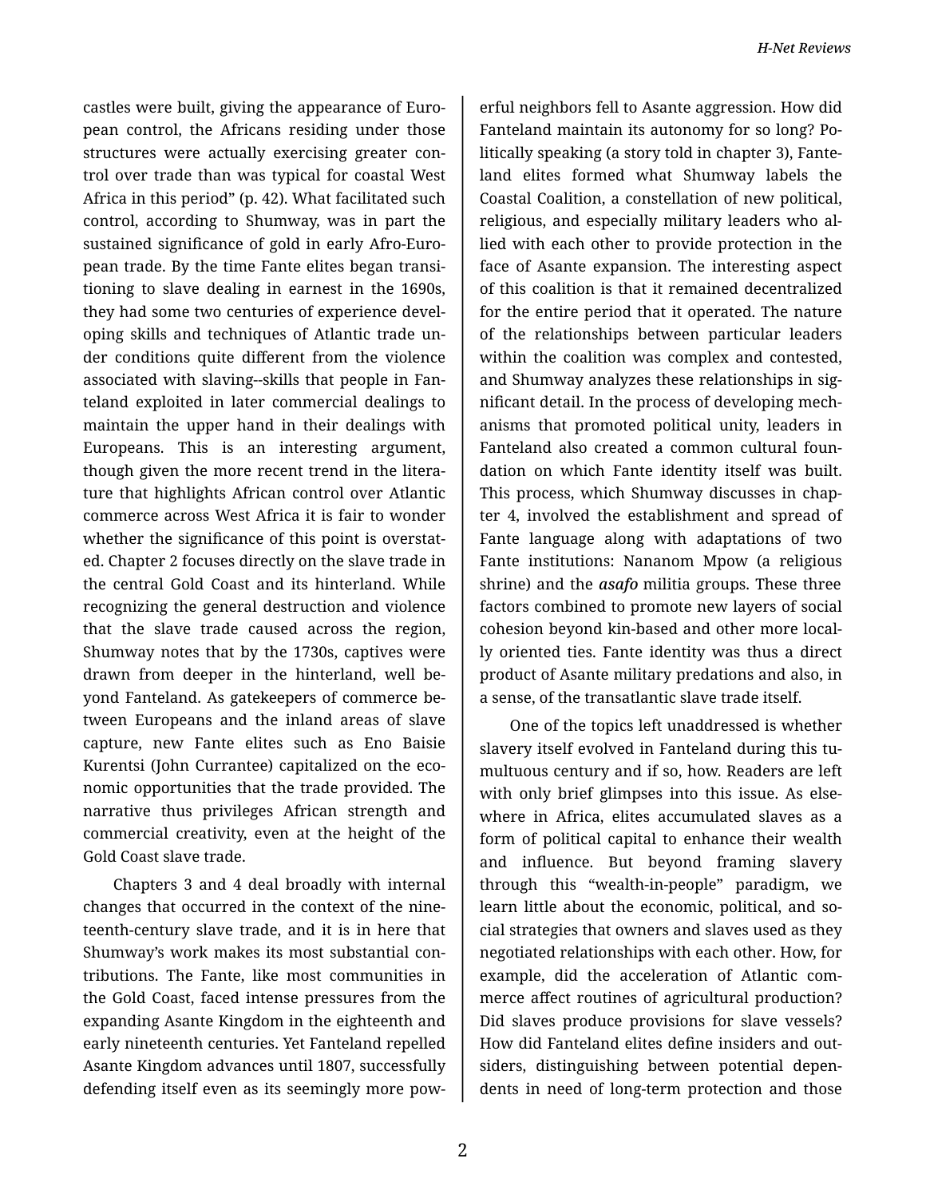castles were built, giving the appearance of European control, the Africans residing under those structures were actually exercising greater control over trade than was typical for coastal West Africa in this period" (p. 42). What facilitated such control, according to Shumway, was in part the sustained significance of gold in early Afro-European trade. By the time Fante elites began transitioning to slave dealing in earnest in the 1690s, they had some two centuries of experience developing skills and techniques of Atlantic trade under conditions quite different from the violence associated with slaving--skills that people in Fanteland exploited in later commercial dealings to maintain the upper hand in their dealings with Europeans. This is an interesting argument, though given the more recent trend in the literature that highlights African control over Atlantic commerce across West Africa it is fair to wonder whether the significance of this point is overstated. Chapter 2 focuses directly on the slave trade in the central Gold Coast and its hinterland. While recognizing the general destruction and violence that the slave trade caused across the region, Shumway notes that by the 1730s, captives were drawn from deeper in the hinterland, well beyond Fanteland. As gatekeepers of commerce between Europeans and the inland areas of slave capture, new Fante elites such as Eno Baisie Kurentsi (John Currantee) capitalized on the economic opportunities that the trade provided. The narrative thus privileges African strength and commercial creativity, even at the height of the Gold Coast slave trade.

Chapters 3 and 4 deal broadly with internal changes that occurred in the context of the nineteenth-century slave trade, and it is in here that Shumway's work makes its most substantial contributions. The Fante, like most communities in the Gold Coast, faced intense pressures from the expanding Asante Kingdom in the eighteenth and early nineteenth centuries. Yet Fanteland repelled Asante Kingdom advances until 1807, successfully defending itself even as its seemingly more powerful neighbors fell to Asante aggression. How did Fanteland maintain its autonomy for so long? Politically speaking (a story told in chapter 3), Fanteland elites formed what Shumway labels the Coastal Coalition, a constellation of new political, religious, and especially military leaders who allied with each other to provide protection in the face of Asante expansion. The interesting aspect of this coalition is that it remained decentralized for the entire period that it operated. The nature of the relationships between particular leaders within the coalition was complex and contested, and Shumway analyzes these relationships in significant detail. In the process of developing mechanisms that promoted political unity, leaders in Fanteland also created a common cultural foundation on which Fante identity itself was built. This process, which Shumway discusses in chapter 4, involved the establishment and spread of Fante language along with adaptations of two Fante institutions: Nananom Mpow (a religious shrine) and the ***asafo*** militia groups. These three factors combined to promote new layers of social cohesion beyond kin-based and other more locally oriented ties. Fante identity was thus a direct product of Asante military predations and also, in a sense, of the transatlantic slave trade itself.

One of the topics left unaddressed is whether slavery itself evolved in Fanteland during this tumultuous century and if so, how. Readers are left with only brief glimpses into this issue. As elsewhere in Africa, elites accumulated slaves as a form of political capital to enhance their wealth and influence. But beyond framing slavery through this "wealth-in-people" paradigm, we learn little about the economic, political, and social strategies that owners and slaves used as they negotiated relationships with each other. How, for example, did the acceleration of Atlantic commerce affect routines of agricultural production? Did slaves produce provisions for slave vessels? How did Fanteland elites define insiders and outsiders, distinguishing between potential dependents in need of long-term protection and those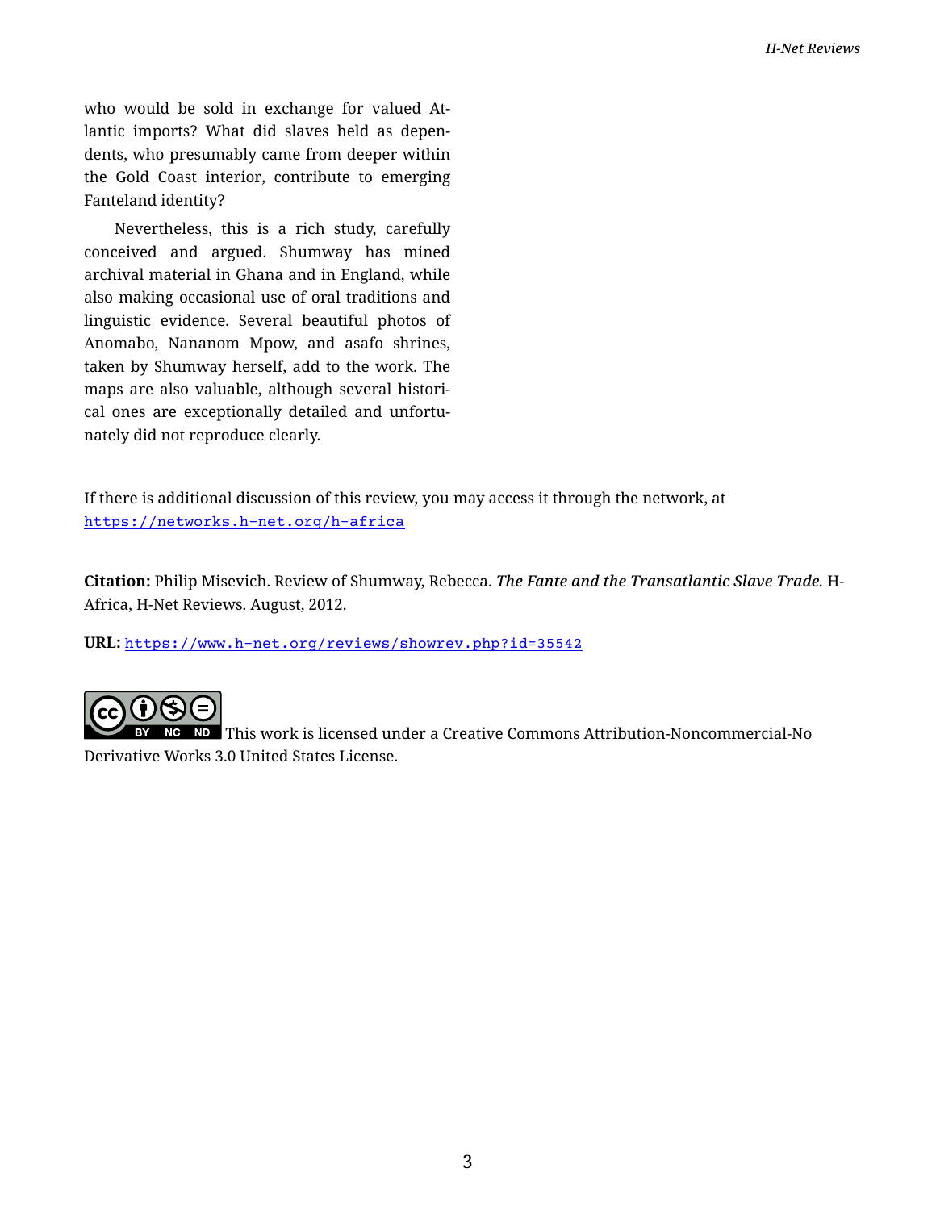who would be sold in exchange for valued Atlantic imports? What did slaves held as dependents, who presumably came from deeper within the Gold Coast interior, contribute to emerging Fanteland identity?

Nevertheless, this is a rich study, carefully conceived and argued. Shumway has mined archival material in Ghana and in England, while also making occasional use of oral traditions and linguistic evidence. Several beautiful photos of Anomabo, Nananom Mpow, and asafo shrines, taken by Shumway herself, add to the work. The maps are also valuable, although several historical ones are exceptionally detailed and unfortunately did not reproduce clearly.

If there is additional discussion of this review, you may access it through the network, at https://networks.h-net.org/h-africa

**Citation:** Philip Misevich. Review of Shumway, Rebecca. ***The Fante and the Transatlantic Slave Trade.*** H-Africa, H-Net Reviews. August, 2012.

**URL:** https://www.h-net.org/reviews/showrev.php?id=35542

This work is licensed under a Creative Commons Attribution-Noncommercial-No Derivative Works 3.0 United States License.